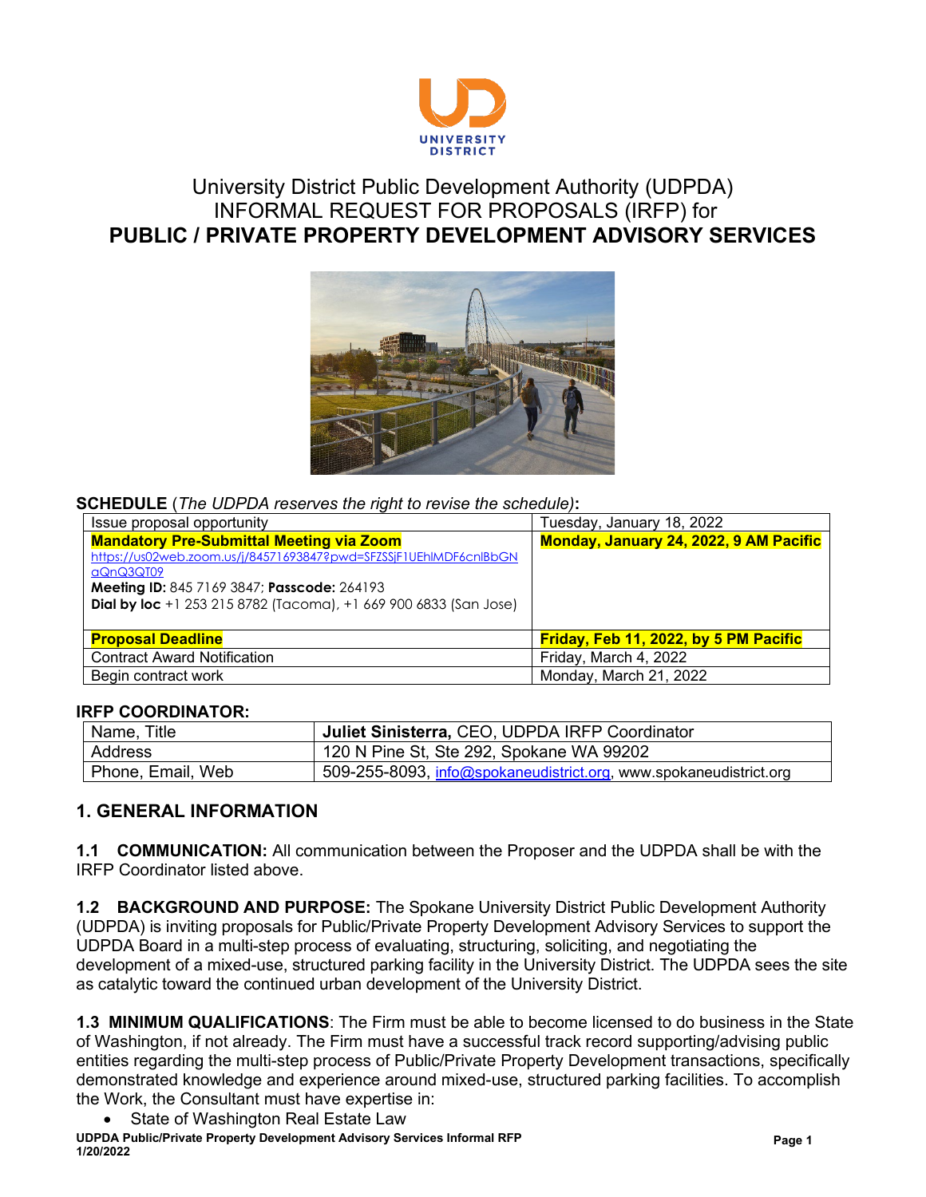UNIVERSITY DISTRICT

# University District Public Development Authority (UDPDA) INFORMAL REQUEST FOR PROPOSALS (IRFP) for PUBLIC / PRIVATE PROPERTY DEVELOPMENT ADVISORY SERVICES

**SCHEDULE** (*The UDPDA reserves the right to revise the schedule)***:**

| | |
|---|---|
| Issue proposal opportunity | Tuesday, January 18, 2022 |
| **Mandatory Pre-Submittal Meeting via Zoom** https://us02web.zoom.us/j/84571693847?pwd=SFZSSjF1UEhlMDF6cnlBbGNaQnQ3QT09 **Meeting ID:** 845 7169 3847; **Passcode:** 264193 **Dial by loc** +1 253 215 8782 (Tacoma), +1 669 900 6833 (San Jose) | **Monday, January 24, 2022, 9 AM Pacific** |
| **Proposal Deadline** | **Friday, Feb 11, 2022, by 5 PM Pacific** |
| Contract Award Notification | Friday, March 4, 2022 |
| Begin contract work | Monday, March 21, 2022 |

**IRFP COORDINATOR:**

| | |
|---|---|
| Name, Title | **Juliet Sinisterra,** CEO, UDPDA IRFP Coordinator |
| Address | 120 N Pine St, Ste 292, Spokane WA 99202 |
| Phone, Email, Web | 509-255-8093, info@spokaneudistrict.org, www.spokaneudistrict.org |

## 1. GENERAL INFORMATION

**1.1 COMMUNICATION:** All communication between the Proposer and the UDPDA shall be with the IRFP Coordinator listed above.

**1.2 BACKGROUND AND PURPOSE:** The Spokane University District Public Development Authority (UDPDA) is inviting proposals for Public/Private Property Development Advisory Services to support the UDPDA Board in a multi-step process of evaluating, structuring, soliciting, and negotiating the development of a mixed-use, structured parking facility in the University District. The UDPDA sees the site as catalytic toward the continued urban development of the University District.

**1.3 MINIMUM QUALIFICATIONS**: The Firm must be able to become licensed to do business in the State of Washington, if not already. The Firm must have a successful track record supporting/advising public entities regarding the multi-step process of Public/Private Property Development transactions, specifically demonstrated knowledge and experience around mixed-use, structured parking facilities. To accomplish the Work, the Consultant must have expertise in:

- State of Washington Real Estate Law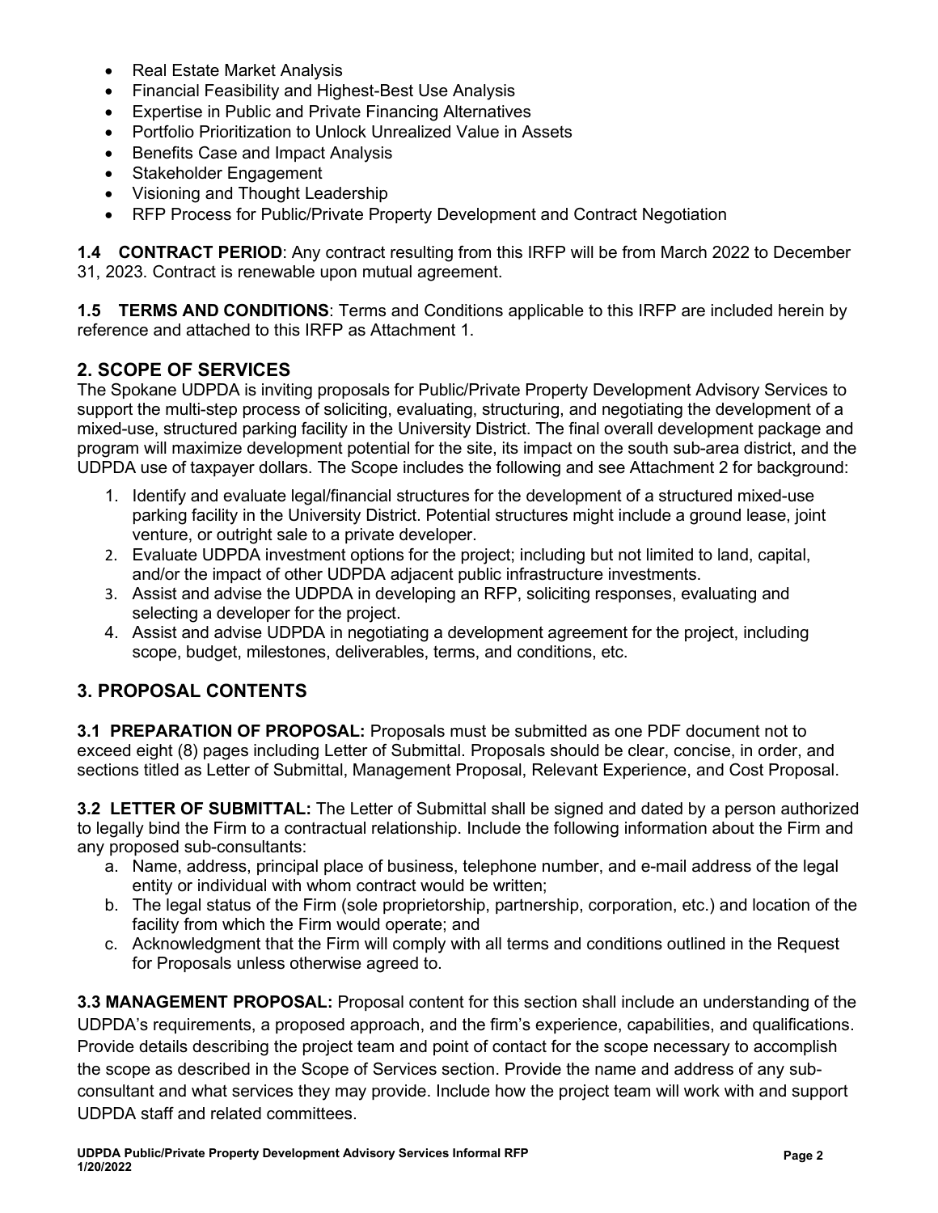- Real Estate Market Analysis
- Financial Feasibility and Highest-Best Use Analysis
- Expertise in Public and Private Financing Alternatives
- Portfolio Prioritization to Unlock Unrealized Value in Assets
- Benefits Case and Impact Analysis
- Stakeholder Engagement
- Visioning and Thought Leadership
- RFP Process for Public/Private Property Development and Contract Negotiation

**1.4 CONTRACT PERIOD**: Any contract resulting from this IRFP will be from March 2022 to December 31, 2023. Contract is renewable upon mutual agreement.

**1.5 TERMS AND CONDITIONS**: Terms and Conditions applicable to this IRFP are included herein by reference and attached to this IRFP as Attachment 1.

## 2. SCOPE OF SERVICES

The Spokane UDPDA is inviting proposals for Public/Private Property Development Advisory Services to support the multi-step process of soliciting, evaluating, structuring, and negotiating the development of a mixed-use, structured parking facility in the University District. The final overall development package and program will maximize development potential for the site, its impact on the south sub-area district, and the UDPDA use of taxpayer dollars. The Scope includes the following and see Attachment 2 for background:

1. Identify and evaluate legal/financial structures for the development of a structured mixed-use parking facility in the University District. Potential structures might include a ground lease, joint venture, or outright sale to a private developer.
2. Evaluate UDPDA investment options for the project; including but not limited to land, capital, and/or the impact of other UDPDA adjacent public infrastructure investments.
3. Assist and advise the UDPDA in developing an RFP, soliciting responses, evaluating and selecting a developer for the project.
4. Assist and advise UDPDA in negotiating a development agreement for the project, including scope, budget, milestones, deliverables, terms, and conditions, etc.

## 3. PROPOSAL CONTENTS

**3.1 PREPARATION OF PROPOSAL:** Proposals must be submitted as one PDF document not to exceed eight (8) pages including Letter of Submittal. Proposals should be clear, concise, in order, and sections titled as Letter of Submittal, Management Proposal, Relevant Experience, and Cost Proposal.

**3.2 LETTER OF SUBMITTAL:** The Letter of Submittal shall be signed and dated by a person authorized to legally bind the Firm to a contractual relationship. Include the following information about the Firm and any proposed sub-consultants:

a. Name, address, principal place of business, telephone number, and e-mail address of the legal entity or individual with whom contract would be written;
b. The legal status of the Firm (sole proprietorship, partnership, corporation, etc.) and location of the facility from which the Firm would operate; and
c. Acknowledgment that the Firm will comply with all terms and conditions outlined in the Request for Proposals unless otherwise agreed to.

**3.3 MANAGEMENT PROPOSAL:** Proposal content for this section shall include an understanding of the UDPDA's requirements, a proposed approach, and the firm's experience, capabilities, and qualifications. Provide details describing the project team and point of contact for the scope necessary to accomplish the scope as described in the Scope of Services section. Provide the name and address of any sub-consultant and what services they may provide. Include how the project team will work with and support UDPDA staff and related committees.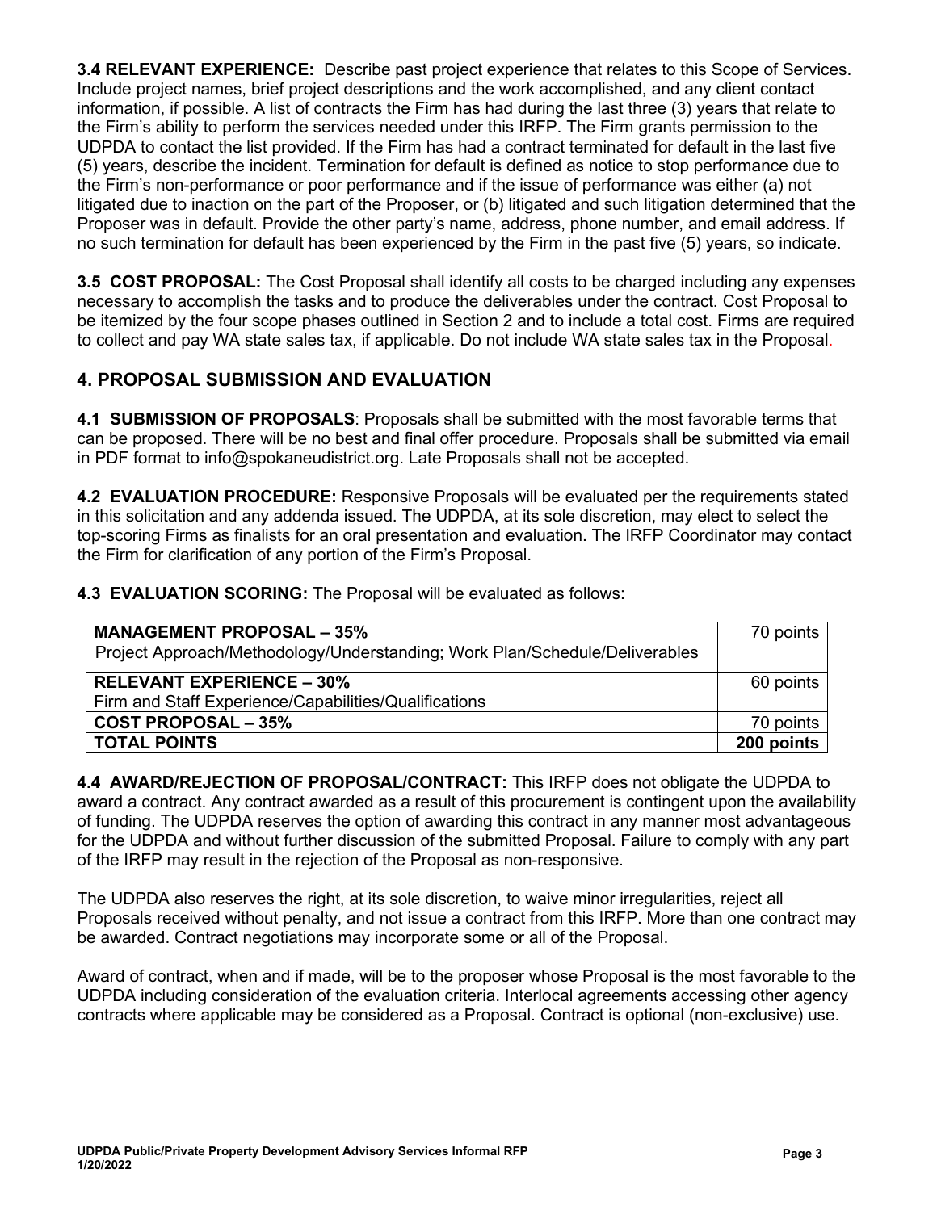**3.4 RELEVANT EXPERIENCE:** Describe past project experience that relates to this Scope of Services. Include project names, brief project descriptions and the work accomplished, and any client contact information, if possible. A list of contracts the Firm has had during the last three (3) years that relate to the Firm's ability to perform the services needed under this IRFP. The Firm grants permission to the UDPDA to contact the list provided. If the Firm has had a contract terminated for default in the last five (5) years, describe the incident. Termination for default is defined as notice to stop performance due to the Firm's non-performance or poor performance and if the issue of performance was either (a) not litigated due to inaction on the part of the Proposer, or (b) litigated and such litigation determined that the Proposer was in default. Provide the other party's name, address, phone number, and email address. If no such termination for default has been experienced by the Firm in the past five (5) years, so indicate.

**3.5 COST PROPOSAL:** The Cost Proposal shall identify all costs to be charged including any expenses necessary to accomplish the tasks and to produce the deliverables under the contract. Cost Proposal to be itemized by the four scope phases outlined in Section 2 and to include a total cost. Firms are required to collect and pay WA state sales tax, if applicable. Do not include WA state sales tax in the Proposal.

## 4. PROPOSAL SUBMISSION AND EVALUATION

**4.1 SUBMISSION OF PROPOSALS**: Proposals shall be submitted with the most favorable terms that can be proposed. There will be no best and final offer procedure. Proposals shall be submitted via email in PDF format to info@spokaneudistrict.org. Late Proposals shall not be accepted.

**4.2 EVALUATION PROCEDURE:** Responsive Proposals will be evaluated per the requirements stated in this solicitation and any addenda issued. The UDPDA, at its sole discretion, may elect to select the top-scoring Firms as finalists for an oral presentation and evaluation. The IRFP Coordinator may contact the Firm for clarification of any portion of the Firm's Proposal.

**4.3 EVALUATION SCORING:** The Proposal will be evaluated as follows:

| | |
|---|---|
| **MANAGEMENT PROPOSAL – 35%**<br>Project Approach/Methodology/Understanding; Work Plan/Schedule/Deliverables | 70 points |
| **RELEVANT EXPERIENCE – 30%**<br>Firm and Staff Experience/Capabilities/Qualifications | 60 points |
| **COST PROPOSAL – 35%** | 70 points |
| **TOTAL POINTS** | **200 points** |

**4.4 AWARD/REJECTION OF PROPOSAL/CONTRACT:** This IRFP does not obligate the UDPDA to award a contract. Any contract awarded as a result of this procurement is contingent upon the availability of funding. The UDPDA reserves the option of awarding this contract in any manner most advantageous for the UDPDA and without further discussion of the submitted Proposal. Failure to comply with any part of the IRFP may result in the rejection of the Proposal as non-responsive.

The UDPDA also reserves the right, at its sole discretion, to waive minor irregularities, reject all Proposals received without penalty, and not issue a contract from this IRFP. More than one contract may be awarded. Contract negotiations may incorporate some or all of the Proposal.

Award of contract, when and if made, will be to the proposer whose Proposal is the most favorable to the UDPDA including consideration of the evaluation criteria. Interlocal agreements accessing other agency contracts where applicable may be considered as a Proposal. Contract is optional (non-exclusive) use.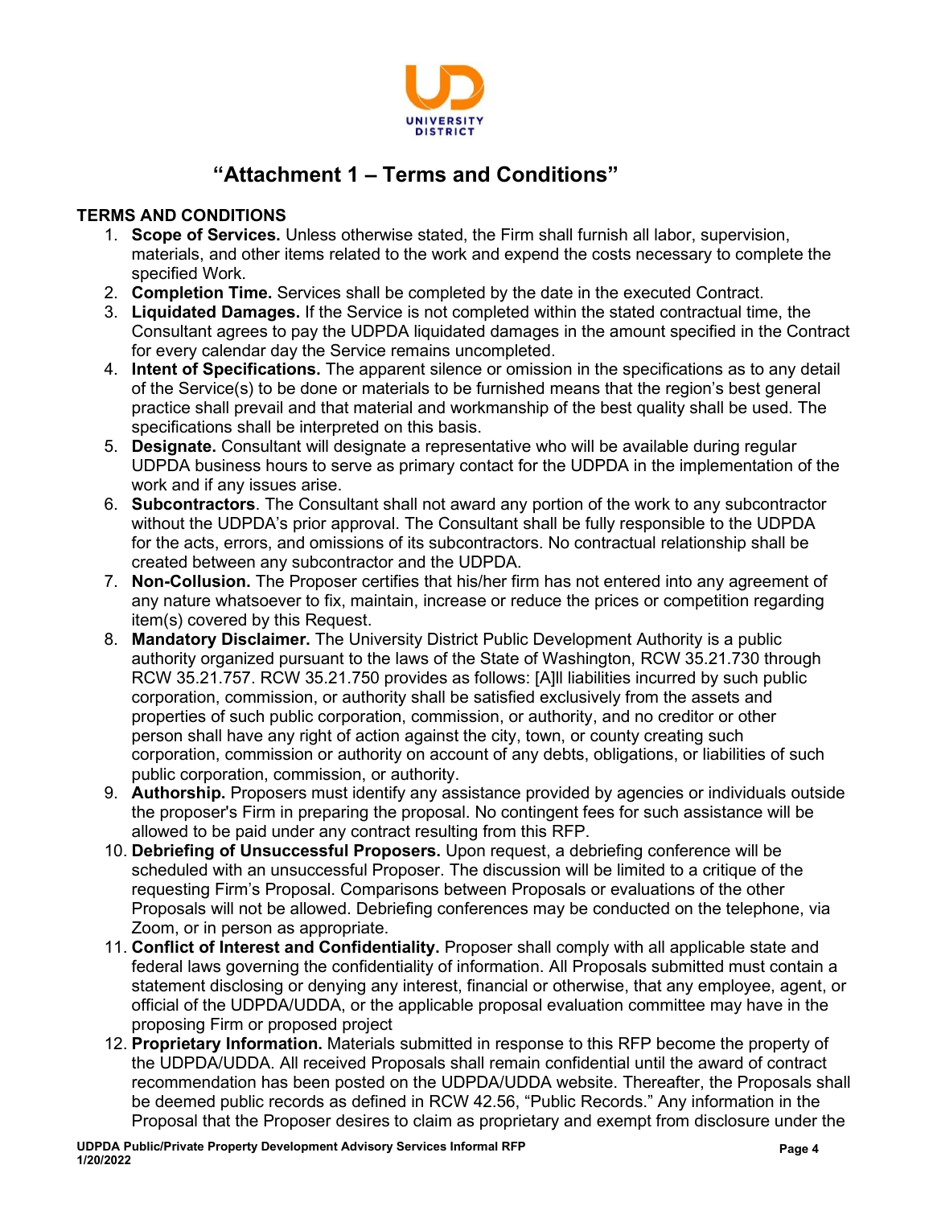# "Attachment 1 – Terms and Conditions"

**TERMS AND CONDITIONS**

1. **Scope of Services.** Unless otherwise stated, the Firm shall furnish all labor, supervision, materials, and other items related to the work and expend the costs necessary to complete the specified Work.
2. **Completion Time.** Services shall be completed by the date in the executed Contract.
3. **Liquidated Damages.** If the Service is not completed within the stated contractual time, the Consultant agrees to pay the UDPDA liquidated damages in the amount specified in the Contract for every calendar day the Service remains uncompleted.
4. **Intent of Specifications.** The apparent silence or omission in the specifications as to any detail of the Service(s) to be done or materials to be furnished means that the region's best general practice shall prevail and that material and workmanship of the best quality shall be used. The specifications shall be interpreted on this basis.
5. **Designate.** Consultant will designate a representative who will be available during regular UDPDA business hours to serve as primary contact for the UDPDA in the implementation of the work and if any issues arise.
6. **Subcontractors**. The Consultant shall not award any portion of the work to any subcontractor without the UDPDA's prior approval. The Consultant shall be fully responsible to the UDPDA for the acts, errors, and omissions of its subcontractors. No contractual relationship shall be created between any subcontractor and the UDPDA.
7. **Non-Collusion.** The Proposer certifies that his/her firm has not entered into any agreement of any nature whatsoever to fix, maintain, increase or reduce the prices or competition regarding item(s) covered by this Request.
8. **Mandatory Disclaimer.** The University District Public Development Authority is a public authority organized pursuant to the laws of the State of Washington, RCW 35.21.730 through RCW 35.21.757. RCW 35.21.750 provides as follows: [A]ll liabilities incurred by such public corporation, commission, or authority shall be satisfied exclusively from the assets and properties of such public corporation, commission, or authority, and no creditor or other person shall have any right of action against the city, town, or county creating such corporation, commission or authority on account of any debts, obligations, or liabilities of such public corporation, commission, or authority.
9. **Authorship.** Proposers must identify any assistance provided by agencies or individuals outside the proposer's Firm in preparing the proposal. No contingent fees for such assistance will be allowed to be paid under any contract resulting from this RFP.
10. **Debriefing of Unsuccessful Proposers.** Upon request, a debriefing conference will be scheduled with an unsuccessful Proposer. The discussion will be limited to a critique of the requesting Firm's Proposal. Comparisons between Proposals or evaluations of the other Proposals will not be allowed. Debriefing conferences may be conducted on the telephone, via Zoom, or in person as appropriate.
11. **Conflict of Interest and Confidentiality.** Proposer shall comply with all applicable state and federal laws governing the confidentiality of information. All Proposals submitted must contain a statement disclosing or denying any interest, financial or otherwise, that any employee, agent, or official of the UDPDA/UDDA, or the applicable proposal evaluation committee may have in the proposing Firm or proposed project
12. **Proprietary Information.** Materials submitted in response to this RFP become the property of the UDPDA/UDDA. All received Proposals shall remain confidential until the award of contract recommendation has been posted on the UDPDA/UDDA website. Thereafter, the Proposals shall be deemed public records as defined in RCW 42.56, "Public Records." Any information in the Proposal that the Proposer desires to claim as proprietary and exempt from disclosure under the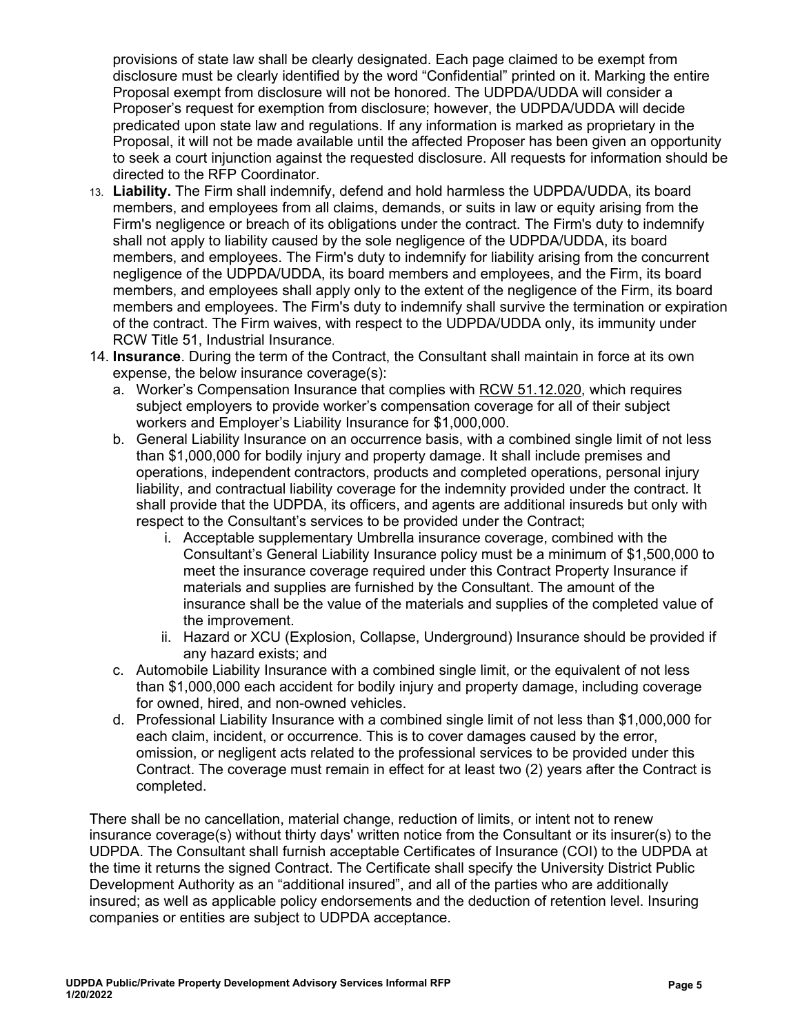provisions of state law shall be clearly designated. Each page claimed to be exempt from disclosure must be clearly identified by the word "Confidential" printed on it. Marking the entire Proposal exempt from disclosure will not be honored. The UDPDA/UDDA will consider a Proposer's request for exemption from disclosure; however, the UDPDA/UDDA will decide predicated upon state law and regulations. If any information is marked as proprietary in the Proposal, it will not be made available until the affected Proposer has been given an opportunity to seek a court injunction against the requested disclosure. All requests for information should be directed to the RFP Coordinator.

13. **Liability.** The Firm shall indemnify, defend and hold harmless the UDPDA/UDDA, its board members, and employees from all claims, demands, or suits in law or equity arising from the Firm's negligence or breach of its obligations under the contract. The Firm's duty to indemnify shall not apply to liability caused by the sole negligence of the UDPDA/UDDA, its board members, and employees. The Firm's duty to indemnify for liability arising from the concurrent negligence of the UDPDA/UDDA, its board members and employees, and the Firm, its board members, and employees shall apply only to the extent of the negligence of the Firm, its board members and employees. The Firm's duty to indemnify shall survive the termination or expiration of the contract. The Firm waives, with respect to the UDPDA/UDDA only, its immunity under RCW Title 51, Industrial Insurance.
14. **Insurance**. During the term of the Contract, the Consultant shall maintain in force at its own expense, the below insurance coverage(s):
    a. Worker's Compensation Insurance that complies with RCW 51.12.020, which requires subject employers to provide worker's compensation coverage for all of their subject workers and Employer's Liability Insurance for $1,000,000.
    b. General Liability Insurance on an occurrence basis, with a combined single limit of not less than $1,000,000 for bodily injury and property damage. It shall include premises and operations, independent contractors, products and completed operations, personal injury liability, and contractual liability coverage for the indemnity provided under the contract. It shall provide that the UDPDA, its officers, and agents are additional insureds but only with respect to the Consultant's services to be provided under the Contract;
        i. Acceptable supplementary Umbrella insurance coverage, combined with the Consultant's General Liability Insurance policy must be a minimum of $1,500,000 to meet the insurance coverage required under this Contract Property Insurance if materials and supplies are furnished by the Consultant. The amount of the insurance shall be the value of the materials and supplies of the completed value of the improvement.
        ii. Hazard or XCU (Explosion, Collapse, Underground) Insurance should be provided if any hazard exists; and
    c. Automobile Liability Insurance with a combined single limit, or the equivalent of not less than $1,000,000 each accident for bodily injury and property damage, including coverage for owned, hired, and non-owned vehicles.
    d. Professional Liability Insurance with a combined single limit of not less than $1,000,000 for each claim, incident, or occurrence. This is to cover damages caused by the error, omission, or negligent acts related to the professional services to be provided under this Contract. The coverage must remain in effect for at least two (2) years after the Contract is completed.

There shall be no cancellation, material change, reduction of limits, or intent not to renew insurance coverage(s) without thirty days' written notice from the Consultant or its insurer(s) to the UDPDA. The Consultant shall furnish acceptable Certificates of Insurance (COI) to the UDPDA at the time it returns the signed Contract. The Certificate shall specify the University District Public Development Authority as an "additional insured", and all of the parties who are additionally insured; as well as applicable policy endorsements and the deduction of retention level. Insuring companies or entities are subject to UDPDA acceptance.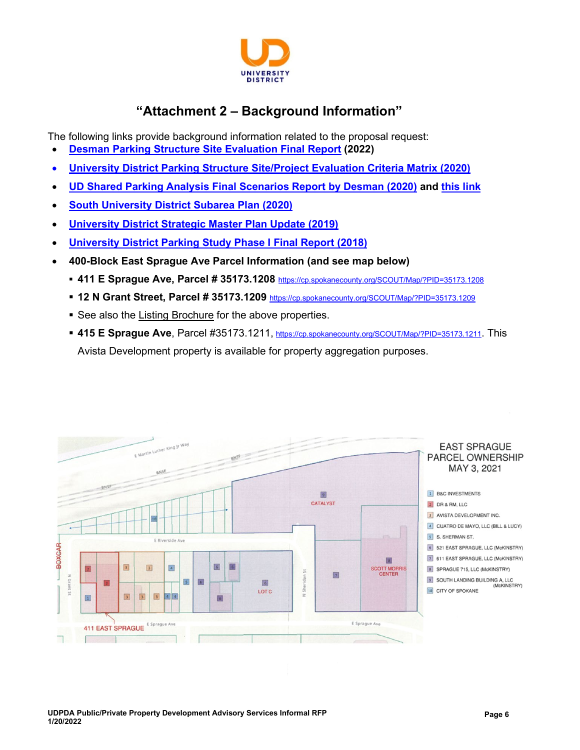# "Attachment 2 – Background Information"

The following links provide background information related to the proposal request:

- **Desman Parking Structure Site Evaluation Final Report (2022)**
- **University District Parking Structure Site/Project Evaluation Criteria Matrix (2020)**
- **UD Shared Parking Analysis Final Scenarios Report by Desman (2020) and this link**
- **South University District Subarea Plan (2020)**
- **University District Strategic Master Plan Update (2019)**
- **University District Parking Study Phase I Final Report (2018)**
- **400-Block East Sprague Ave Parcel Information (and see map below)**
  - **411 E Sprague Ave, Parcel # 35173.1208** https://cp.spokanecounty.org/SCOUT/Map/?PID=35173.1208
  - **12 N Grant Street, Parcel # 35173.1209** https://cp.spokanecounty.org/SCOUT/Map/?PID=35173.1209
  - See also the Listing Brochure for the above properties.
  - **415 E Sprague Ave**, Parcel #35173.1211, https://cp.spokanecounty.org/SCOUT/Map/?PID=35173.1211. This Avista Development property is available for property aggregation purposes.

EAST SPRAGUE PARCEL OWNERSHIP MAY 3, 2021

1. B&C INVESTMENTS
2. DR & RM, LLC
3. AVISTA DEVELOPMENT INC.
4. CUATRO DE MAYO, LLC (BILL & LUCY)
5. S. SHERMAN ST.
6. 521 EAST SPRAGUE, LLC (McKINSTRY)
7. 611 EAST SPRAGUE, LLC (McKINSTRY)
8. SPRAGUE 715, LLC (McKINSTRY)
9. SOUTH LANDING BUILDING A, LLC (McKINSTRY)
10. CITY OF SPOKANE

E Martin Luther King Jr Way

BNSF

E Riverside Ave

BOXCAR

N Grant St

CATALYST

LOT C

N Sheridan St

SCOTT MORRIS CENTER

411 EAST SPRAGUE

E Sprague Ave